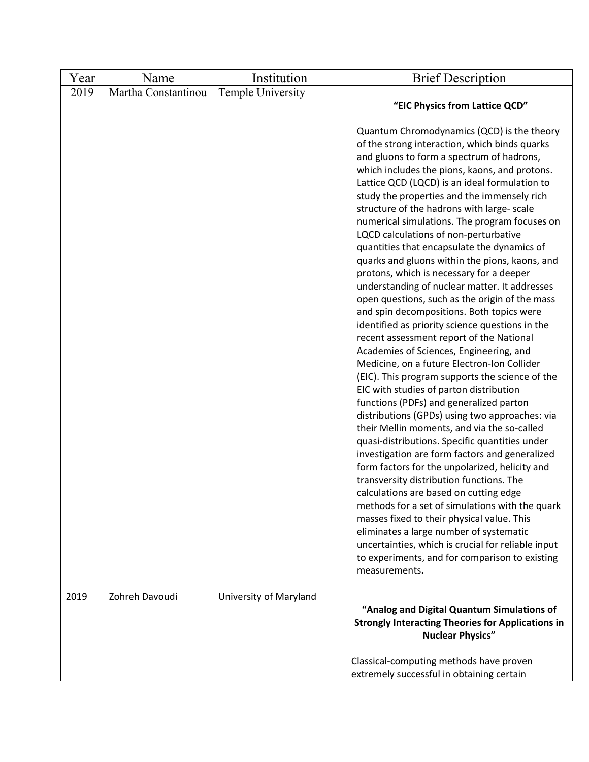| Year | Name | Institution | Brief Description |
| --- | --- | --- | --- |
| 2019 | Martha Constantinou | Temple University | **“EIC Physics from Lattice QCD”** <br><br> Quantum Chromodynamics (QCD) is the theory of the strong interaction, which binds quarks and gluons to form a spectrum of hadrons, which includes the pions, kaons, and protons. Lattice QCD (LQCD) is an ideal formulation to study the properties and the immensely rich structure of the hadrons with large- scale numerical simulations. The program focuses on LQCD calculations of non-perturbative quantities that encapsulate the dynamics of quarks and gluons within the pions, kaons, and protons, which is necessary for a deeper understanding of nuclear matter. It addresses open questions, such as the origin of the mass and spin decompositions. Both topics were identified as priority science questions in the recent assessment report of the National Academies of Sciences, Engineering, and Medicine, on a future Electron-Ion Collider (EIC). This program supports the science of the EIC with studies of parton distribution functions (PDFs) and generalized parton distributions (GPDs) using two approaches: via their Mellin moments, and via the so-called quasi-distributions. Specific quantities under investigation are form factors and generalized form factors for the unpolarized, helicity and transversity distribution functions. The calculations are based on cutting edge methods for a set of simulations with the quark masses fixed to their physical value. This eliminates a large number of systematic uncertainties, which is crucial for reliable input to experiments, and for comparison to existing measurements**.** |
| 2019 | Zohreh Davoudi | University of Maryland | **“Analog and Digital Quantum Simulations of Strongly Interacting Theories for Applications in Nuclear Physics”** <br><br> Classical-computing methods have proven extremely successful in obtaining certain |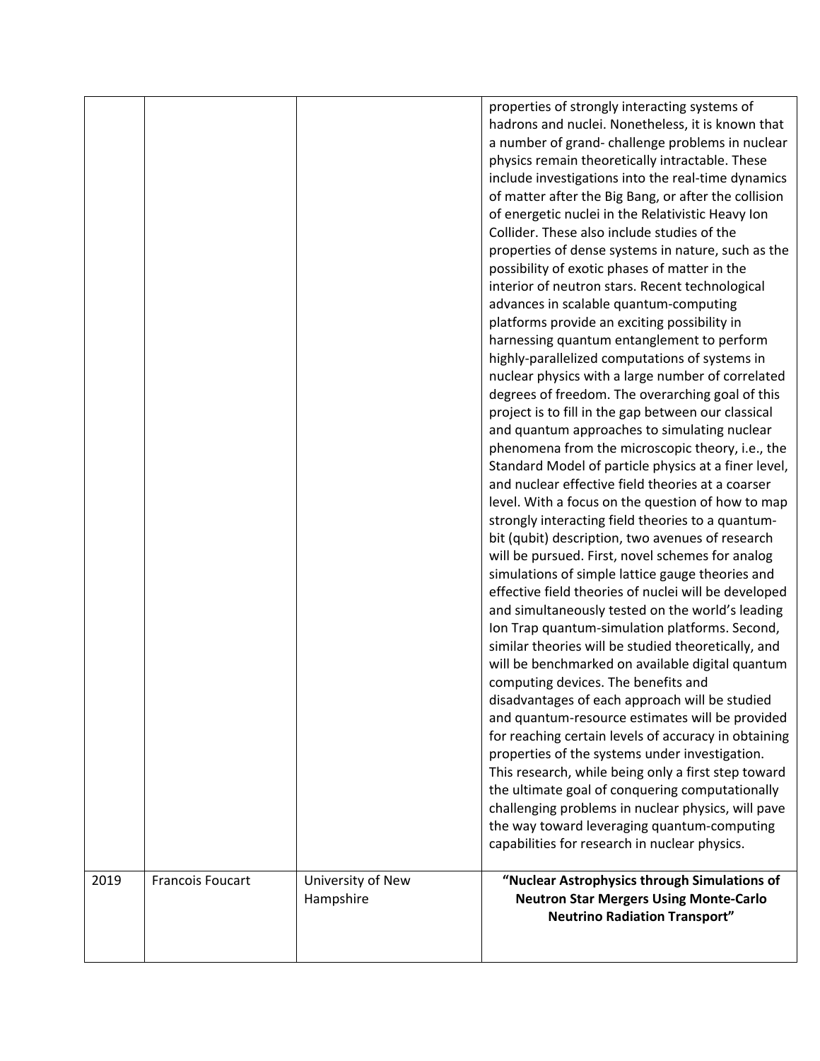| | | | |
|---|---|---|---|
| | | | properties of strongly interacting systems of hadrons and nuclei. Nonetheless, it is known that a number of grand- challenge problems in nuclear physics remain theoretically intractable. These include investigations into the real-time dynamics of matter after the Big Bang, or after the collision of energetic nuclei in the Relativistic Heavy Ion Collider. These also include studies of the properties of dense systems in nature, such as the possibility of exotic phases of matter in the interior of neutron stars. Recent technological advances in scalable quantum-computing platforms provide an exciting possibility in harnessing quantum entanglement to perform highly-parallelized computations of systems in nuclear physics with a large number of correlated degrees of freedom. The overarching goal of this project is to fill in the gap between our classical and quantum approaches to simulating nuclear phenomena from the microscopic theory, i.e., the Standard Model of particle physics at a finer level, and nuclear effective field theories at a coarser level. With a focus on the question of how to map strongly interacting field theories to a quantum-bit (qubit) description, two avenues of research will be pursued. First, novel schemes for analog simulations of simple lattice gauge theories and effective field theories of nuclei will be developed and simultaneously tested on the world's leading Ion Trap quantum-simulation platforms. Second, similar theories will be studied theoretically, and will be benchmarked on available digital quantum computing devices. The benefits and disadvantages of each approach will be studied and quantum-resource estimates will be provided for reaching certain levels of accuracy in obtaining properties of the systems under investigation. This research, while being only a first step toward the ultimate goal of conquering computationally challenging problems in nuclear physics, will pave the way toward leveraging quantum-computing capabilities for research in nuclear physics. |
| 2019 | Francois Foucart | University of New Hampshire | **"Nuclear Astrophysics through Simulations of Neutron Star Mergers Using Monte-Carlo Neutrino Radiation Transport"** |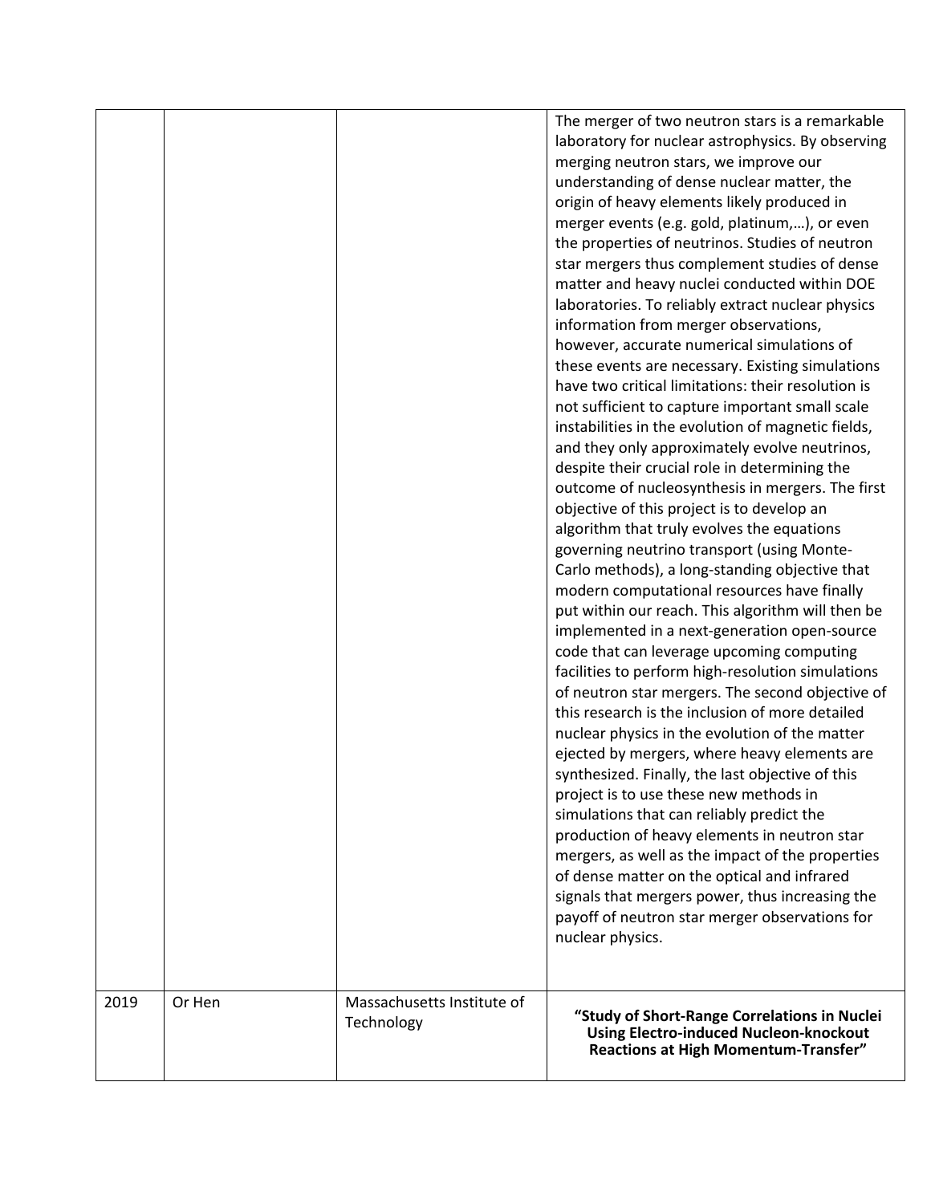| | | | |
|---|---|---|---|
| | | | The merger of two neutron stars is a remarkable laboratory for nuclear astrophysics. By observing merging neutron stars, we improve our understanding of dense nuclear matter, the origin of heavy elements likely produced in merger events (e.g. gold, platinum,…), or even the properties of neutrinos. Studies of neutron star mergers thus complement studies of dense matter and heavy nuclei conducted within DOE laboratories. To reliably extract nuclear physics information from merger observations, however, accurate numerical simulations of these events are necessary. Existing simulations have two critical limitations: their resolution is not sufficient to capture important small scale instabilities in the evolution of magnetic fields, and they only approximately evolve neutrinos, despite their crucial role in determining the outcome of nucleosynthesis in mergers. The first objective of this project is to develop an algorithm that truly evolves the equations governing neutrino transport (using Monte-Carlo methods), a long-standing objective that modern computational resources have finally put within our reach. This algorithm will then be implemented in a next-generation open-source code that can leverage upcoming computing facilities to perform high-resolution simulations of neutron star mergers. The second objective of this research is the inclusion of more detailed nuclear physics in the evolution of the matter ejected by mergers, where heavy elements are synthesized. Finally, the last objective of this project is to use these new methods in simulations that can reliably predict the production of heavy elements in neutron star mergers, as well as the impact of the properties of dense matter on the optical and infrared signals that mergers power, thus increasing the payoff of neutron star merger observations for nuclear physics. |
| 2019 | Or Hen | Massachusetts Institute of Technology | **"Study of Short-Range Correlations in Nuclei Using Electro-induced Nucleon-knockout Reactions at High Momentum-Transfer"** |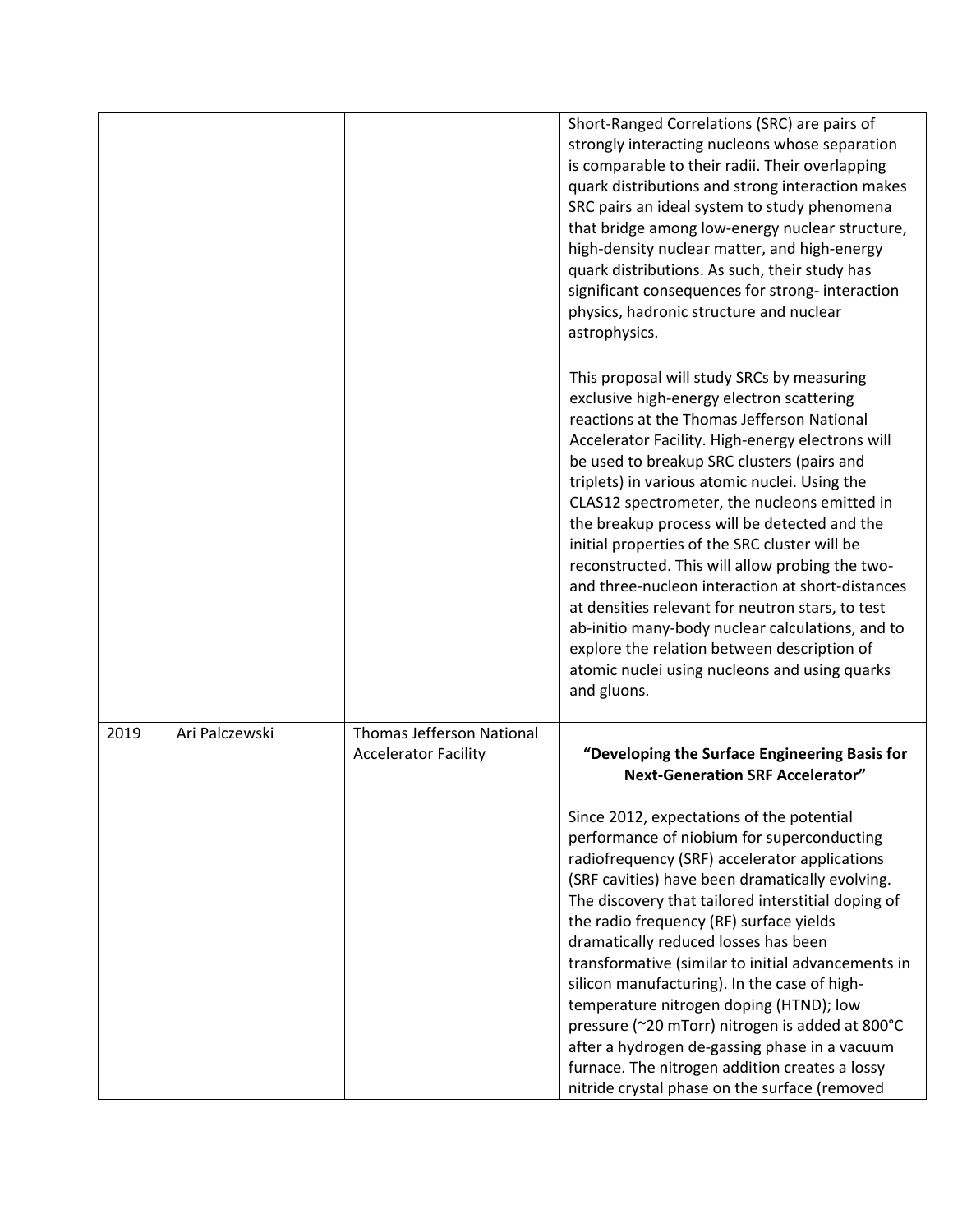| | | | |
|---|---|---|---|
| | | | Short-Ranged Correlations (SRC) are pairs of strongly interacting nucleons whose separation is comparable to their radii. Their overlapping quark distributions and strong interaction makes SRC pairs an ideal system to study phenomena that bridge among low-energy nuclear structure, high-density nuclear matter, and high-energy quark distributions. As such, their study has significant consequences for strong- interaction physics, hadronic structure and nuclear astrophysics.<br><br>This proposal will study SRCs by measuring exclusive high-energy electron scattering reactions at the Thomas Jefferson National Accelerator Facility. High-energy electrons will be used to breakup SRC clusters (pairs and triplets) in various atomic nuclei. Using the CLAS12 spectrometer, the nucleons emitted in the breakup process will be detected and the initial properties of the SRC cluster will be reconstructed. This will allow probing the two- and three-nucleon interaction at short-distances at densities relevant for neutron stars, to test ab-initio many-body nuclear calculations, and to explore the relation between description of atomic nuclei using nucleons and using quarks and gluons. |
| 2019 | Ari Palczewski | Thomas Jefferson National Accelerator Facility | **"Developing the Surface Engineering Basis for Next-Generation SRF Accelerator"**<br><br>Since 2012, expectations of the potential performance of niobium for superconducting radiofrequency (SRF) accelerator applications (SRF cavities) have been dramatically evolving. The discovery that tailored interstitial doping of the radio frequency (RF) surface yields dramatically reduced losses has been transformative (similar to initial advancements in silicon manufacturing). In the case of high-temperature nitrogen doping (HTND); low pressure (~20 mTorr) nitrogen is added at 800°C after a hydrogen de-gassing phase in a vacuum furnace. The nitrogen addition creates a lossy nitride crystal phase on the surface (removed |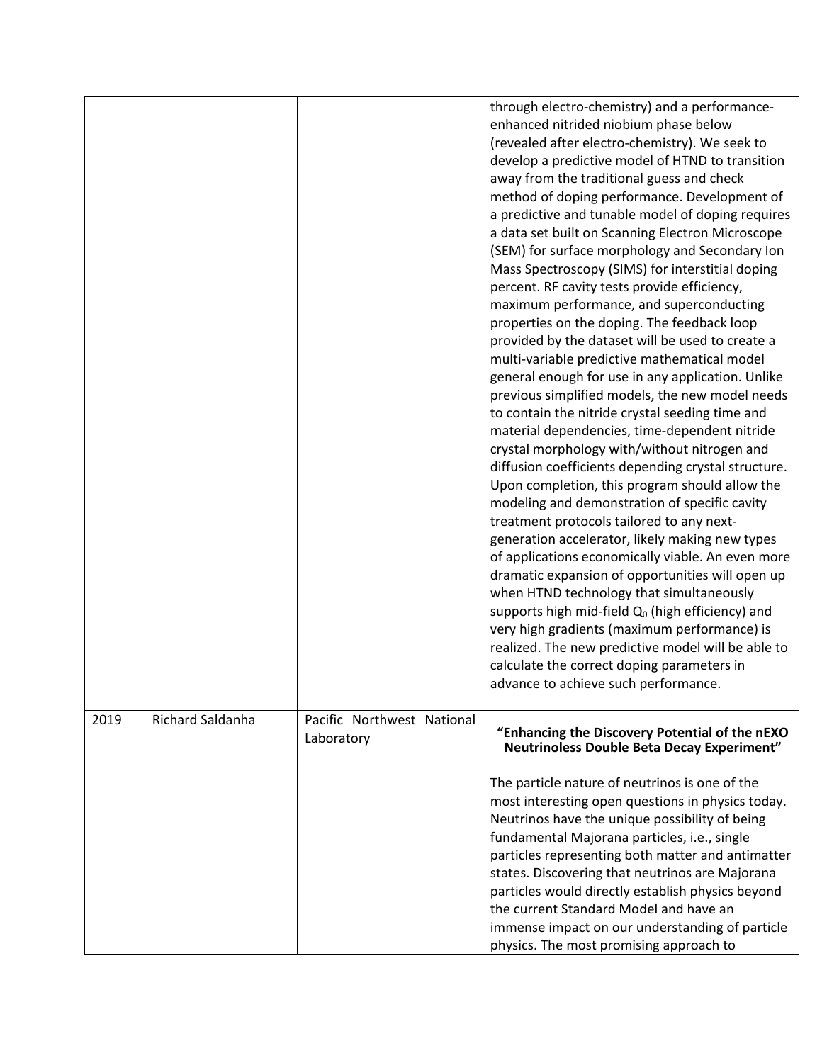| | | | |
|---|---|---|---|
| | | | through electro-chemistry) and a performance-enhanced nitrided niobium phase below (revealed after electro-chemistry). We seek to develop a predictive model of HTND to transition away from the traditional guess and check method of doping performance. Development of a predictive and tunable model of doping requires a data set built on Scanning Electron Microscope (SEM) for surface morphology and Secondary Ion Mass Spectroscopy (SIMS) for interstitial doping percent. RF cavity tests provide efficiency, maximum performance, and superconducting properties on the doping. The feedback loop provided by the dataset will be used to create a multi-variable predictive mathematical model general enough for use in any application. Unlike previous simplified models, the new model needs to contain the nitride crystal seeding time and material dependencies, time-dependent nitride crystal morphology with/without nitrogen and diffusion coefficients depending crystal structure. Upon completion, this program should allow the modeling and demonstration of specific cavity treatment protocols tailored to any next-generation accelerator, likely making new types of applications economically viable. An even more dramatic expansion of opportunities will open up when HTND technology that simultaneously supports high mid-field $Q_0$ (high efficiency) and very high gradients (maximum performance) is realized. The new predictive model will be able to calculate the correct doping parameters in advance to achieve such performance. |
| 2019 | Richard Saldanha | Pacific Northwest National Laboratory | **"Enhancing the Discovery Potential of the nEXO Neutrinoless Double Beta Decay Experiment"**<br><br>The particle nature of neutrinos is one of the most interesting open questions in physics today. Neutrinos have the unique possibility of being fundamental Majorana particles, i.e., single particles representing both matter and antimatter states. Discovering that neutrinos are Majorana particles would directly establish physics beyond the current Standard Model and have an immense impact on our understanding of particle physics. The most promising approach to |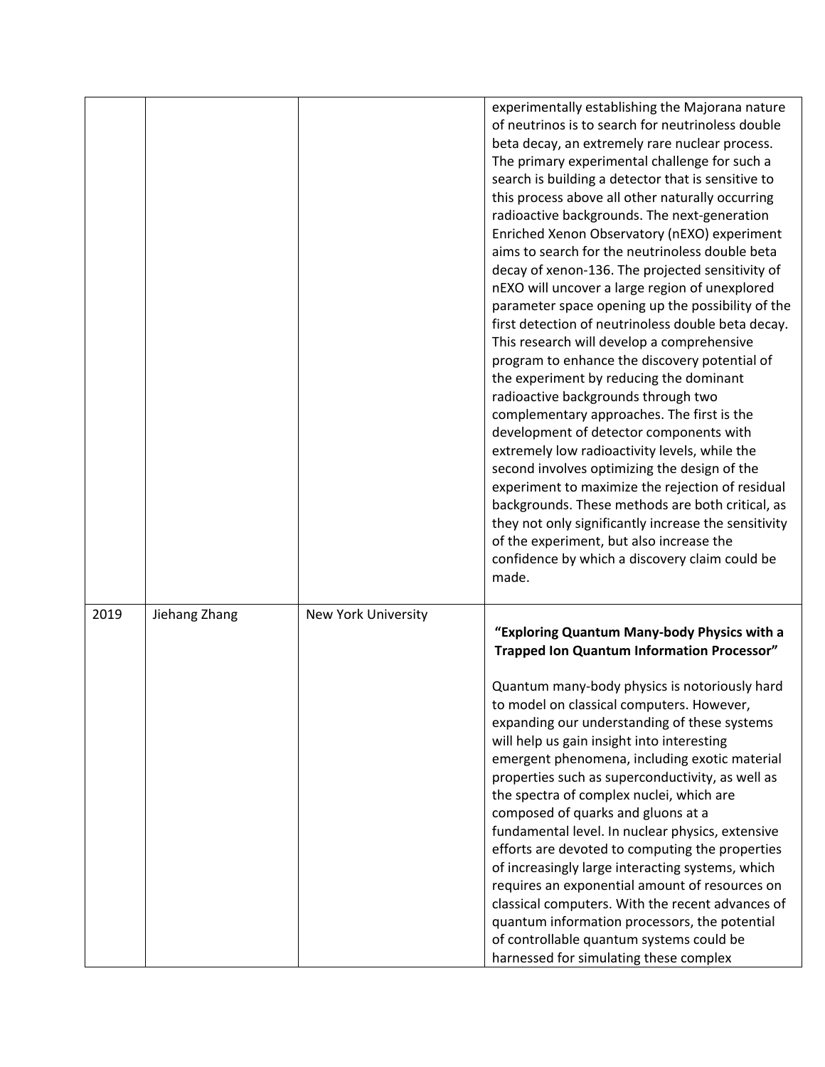| | | | |
|---|---|---|---|
| | | | experimentally establishing the Majorana nature of neutrinos is to search for neutrinoless double beta decay, an extremely rare nuclear process. The primary experimental challenge for such a search is building a detector that is sensitive to this process above all other naturally occurring radioactive backgrounds. The next-generation Enriched Xenon Observatory (nEXO) experiment aims to search for the neutrinoless double beta decay of xenon-136. The projected sensitivity of nEXO will uncover a large region of unexplored parameter space opening up the possibility of the first detection of neutrinoless double beta decay. This research will develop a comprehensive program to enhance the discovery potential of the experiment by reducing the dominant radioactive backgrounds through two complementary approaches. The first is the development of detector components with extremely low radioactivity levels, while the second involves optimizing the design of the experiment to maximize the rejection of residual backgrounds. These methods are both critical, as they not only significantly increase the sensitivity of the experiment, but also increase the confidence by which a discovery claim could be made. |
| 2019 | Jiehang Zhang | New York University | **"Exploring Quantum Many-body Physics with a Trapped Ion Quantum Information Processor"**<br><br>Quantum many-body physics is notoriously hard to model on classical computers. However, expanding our understanding of these systems will help us gain insight into interesting emergent phenomena, including exotic material properties such as superconductivity, as well as the spectra of complex nuclei, which are composed of quarks and gluons at a fundamental level. In nuclear physics, extensive efforts are devoted to computing the properties of increasingly large interacting systems, which requires an exponential amount of resources on classical computers. With the recent advances of quantum information processors, the potential of controllable quantum systems could be harnessed for simulating these complex |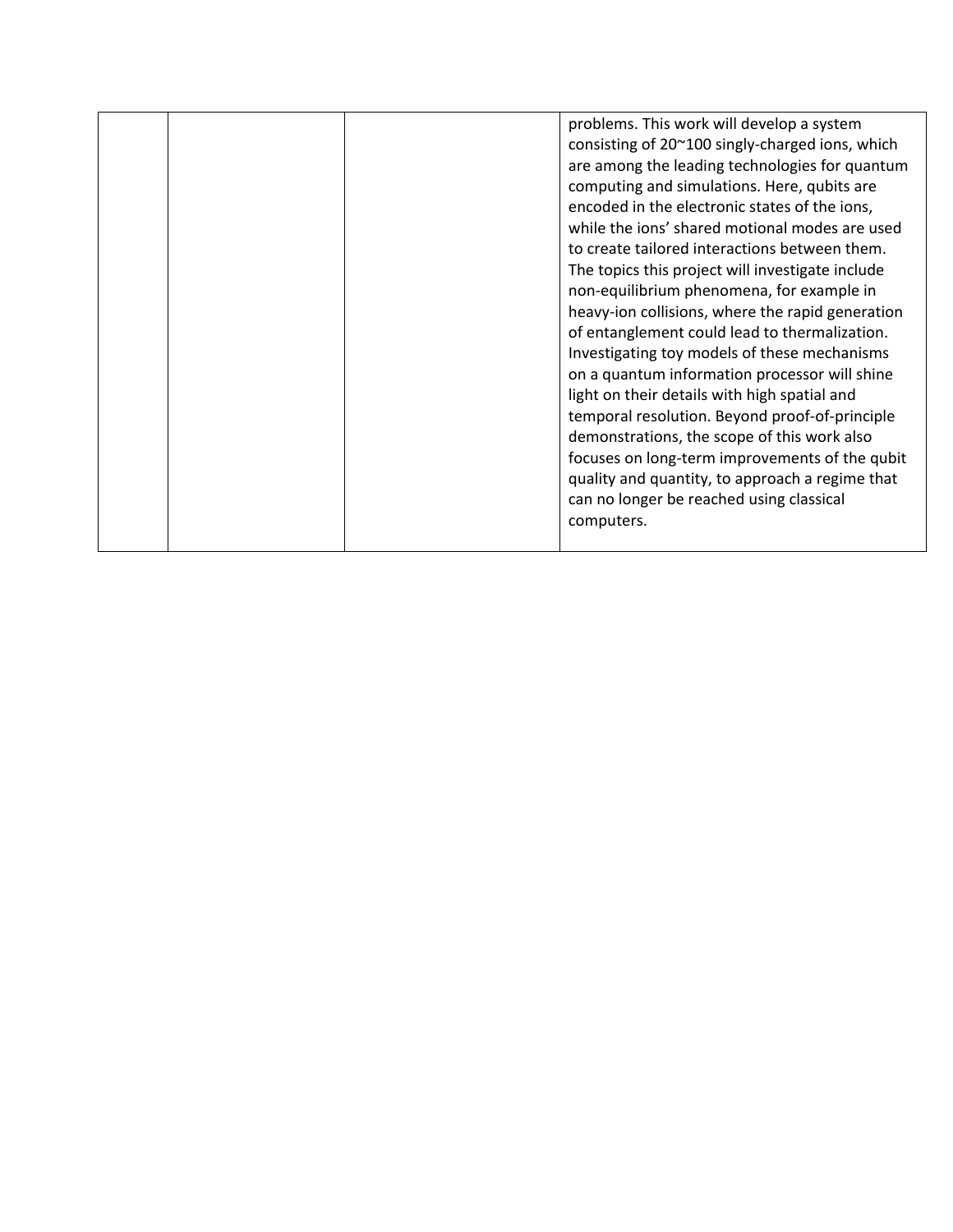| | | | |
|---|---|---|---|
| | | | problems. This work will develop a system consisting of 20~100 singly-charged ions, which are among the leading technologies for quantum computing and simulations. Here, qubits are encoded in the electronic states of the ions, while the ions' shared motional modes are used to create tailored interactions between them. The topics this project will investigate include non-equilibrium phenomena, for example in heavy-ion collisions, where the rapid generation of entanglement could lead to thermalization. Investigating toy models of these mechanisms on a quantum information processor will shine light on their details with high spatial and temporal resolution. Beyond proof-of-principle demonstrations, the scope of this work also focuses on long-term improvements of the qubit quality and quantity, to approach a regime that can no longer be reached using classical computers. |